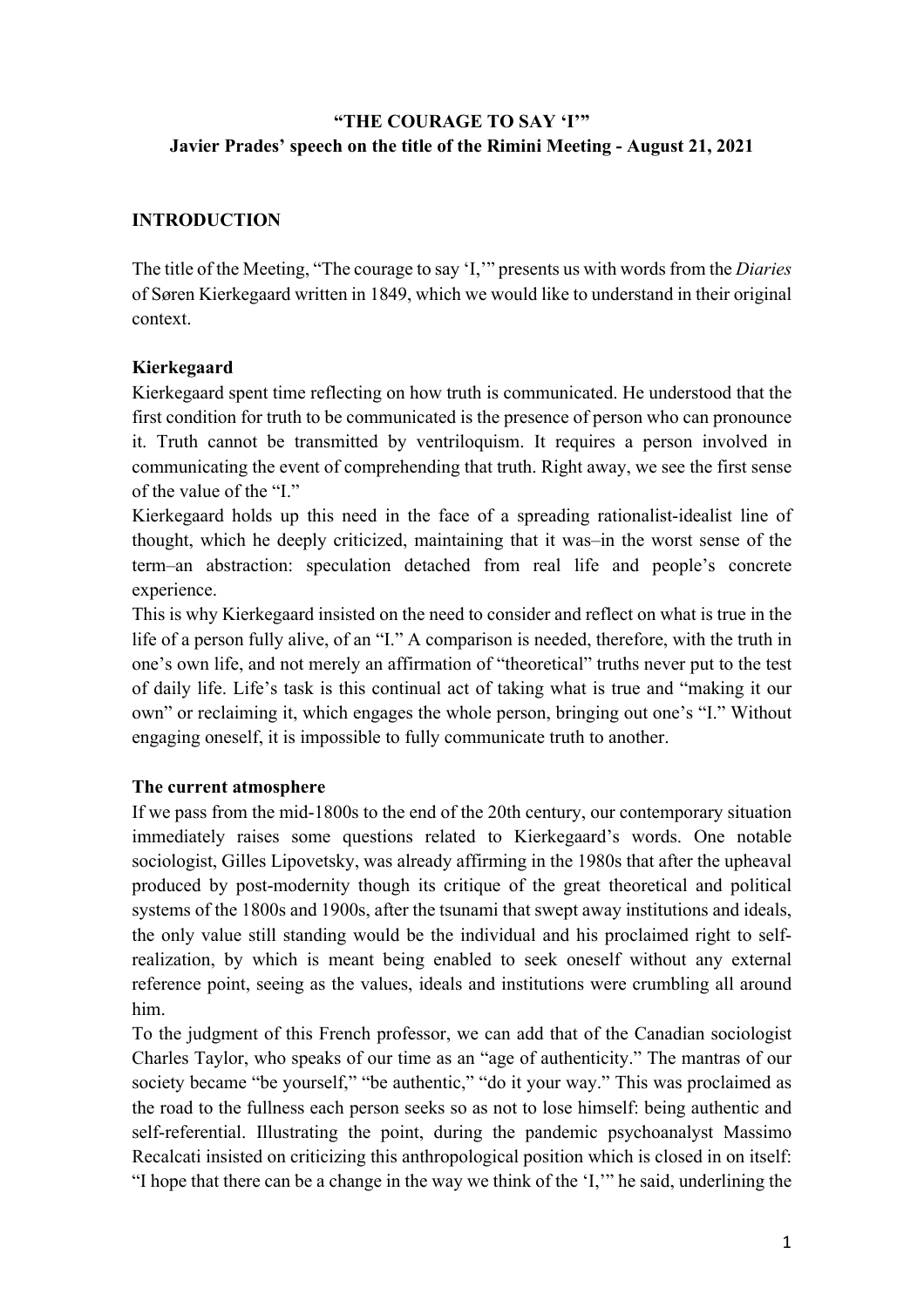**"THE COURAGE TO SAY 'I'"**
**Javier Prades' speech on the title of the Rimini Meeting - August 21, 2021**

## INTRODUCTION

The title of the Meeting, "The courage to say 'I,'" presents us with words from the *Diaries* of Søren Kierkegaard written in 1849, which we would like to understand in their original context.

### Kierkegaard

Kierkegaard spent time reflecting on how truth is communicated. He understood that the first condition for truth to be communicated is the presence of person who can pronounce it. Truth cannot be transmitted by ventriloquism. It requires a person involved in communicating the event of comprehending that truth. Right away, we see the first sense of the value of the "I."

Kierkegaard holds up this need in the face of a spreading rationalist-idealist line of thought, which he deeply criticized, maintaining that it was–in the worst sense of the term–an abstraction: speculation detached from real life and people's concrete experience.

This is why Kierkegaard insisted on the need to consider and reflect on what is true in the life of a person fully alive, of an "I." A comparison is needed, therefore, with the truth in one's own life, and not merely an affirmation of "theoretical" truths never put to the test of daily life. Life's task is this continual act of taking what is true and "making it our own" or reclaiming it, which engages the whole person, bringing out one's "I." Without engaging oneself, it is impossible to fully communicate truth to another.

### The current atmosphere

If we pass from the mid-1800s to the end of the 20th century, our contemporary situation immediately raises some questions related to Kierkegaard's words. One notable sociologist, Gilles Lipovetsky, was already affirming in the 1980s that after the upheaval produced by post-modernity though its critique of the great theoretical and political systems of the 1800s and 1900s, after the tsunami that swept away institutions and ideals, the only value still standing would be the individual and his proclaimed right to self-realization, by which is meant being enabled to seek oneself without any external reference point, seeing as the values, ideals and institutions were crumbling all around him.

To the judgment of this French professor, we can add that of the Canadian sociologist Charles Taylor, who speaks of our time as an "age of authenticity." The mantras of our society became "be yourself," "be authentic," "do it your way." This was proclaimed as the road to the fullness each person seeks so as not to lose himself: being authentic and self-referential. Illustrating the point, during the pandemic psychoanalyst Massimo Recalcati insisted on criticizing this anthropological position which is closed in on itself: "I hope that there can be a change in the way we think of the 'I,'" he said, underlining the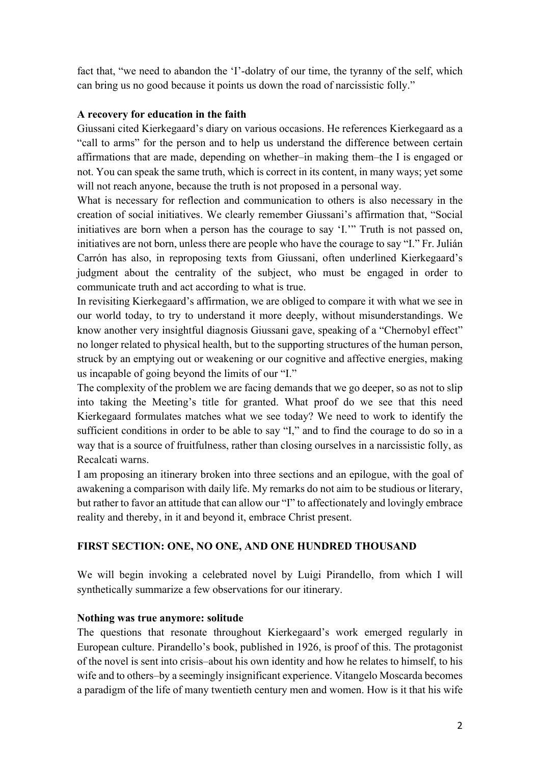fact that, "we need to abandon the 'I'-dolatry of our time, the tyranny of the self, which can bring us no good because it points us down the road of narcissistic folly."

**A recovery for education in the faith**

Giussani cited Kierkegaard's diary on various occasions. He references Kierkegaard as a "call to arms" for the person and to help us understand the difference between certain affirmations that are made, depending on whether–in making them–the I is engaged or not. You can speak the same truth, which is correct in its content, in many ways; yet some will not reach anyone, because the truth is not proposed in a personal way.

What is necessary for reflection and communication to others is also necessary in the creation of social initiatives. We clearly remember Giussani's affirmation that, "Social initiatives are born when a person has the courage to say 'I.'" Truth is not passed on, initiatives are not born, unless there are people who have the courage to say "I." Fr. Julián Carrón has also, in reproposing texts from Giussani, often underlined Kierkegaard's judgment about the centrality of the subject, who must be engaged in order to communicate truth and act according to what is true.

In revisiting Kierkegaard's affirmation, we are obliged to compare it with what we see in our world today, to try to understand it more deeply, without misunderstandings. We know another very insightful diagnosis Giussani gave, speaking of a "Chernobyl effect" no longer related to physical health, but to the supporting structures of the human person, struck by an emptying out or weakening or our cognitive and affective energies, making us incapable of going beyond the limits of our "I."

The complexity of the problem we are facing demands that we go deeper, so as not to slip into taking the Meeting's title for granted. What proof do we see that this need Kierkegaard formulates matches what we see today? We need to work to identify the sufficient conditions in order to be able to say "I," and to find the courage to do so in a way that is a source of fruitfulness, rather than closing ourselves in a narcissistic folly, as Recalcati warns.

I am proposing an itinerary broken into three sections and an epilogue, with the goal of awakening a comparison with daily life. My remarks do not aim to be studious or literary, but rather to favor an attitude that can allow our "I" to affectionately and lovingly embrace reality and thereby, in it and beyond it, embrace Christ present.

## FIRST SECTION: ONE, NO ONE, AND ONE HUNDRED THOUSAND

We will begin invoking a celebrated novel by Luigi Pirandello, from which I will synthetically summarize a few observations for our itinerary.

**Nothing was true anymore: solitude**

The questions that resonate throughout Kierkegaard's work emerged regularly in European culture. Pirandello's book, published in 1926, is proof of this. The protagonist of the novel is sent into crisis–about his own identity and how he relates to himself, to his wife and to others–by a seemingly insignificant experience. Vitangelo Moscarda becomes a paradigm of the life of many twentieth century men and women. How is it that his wife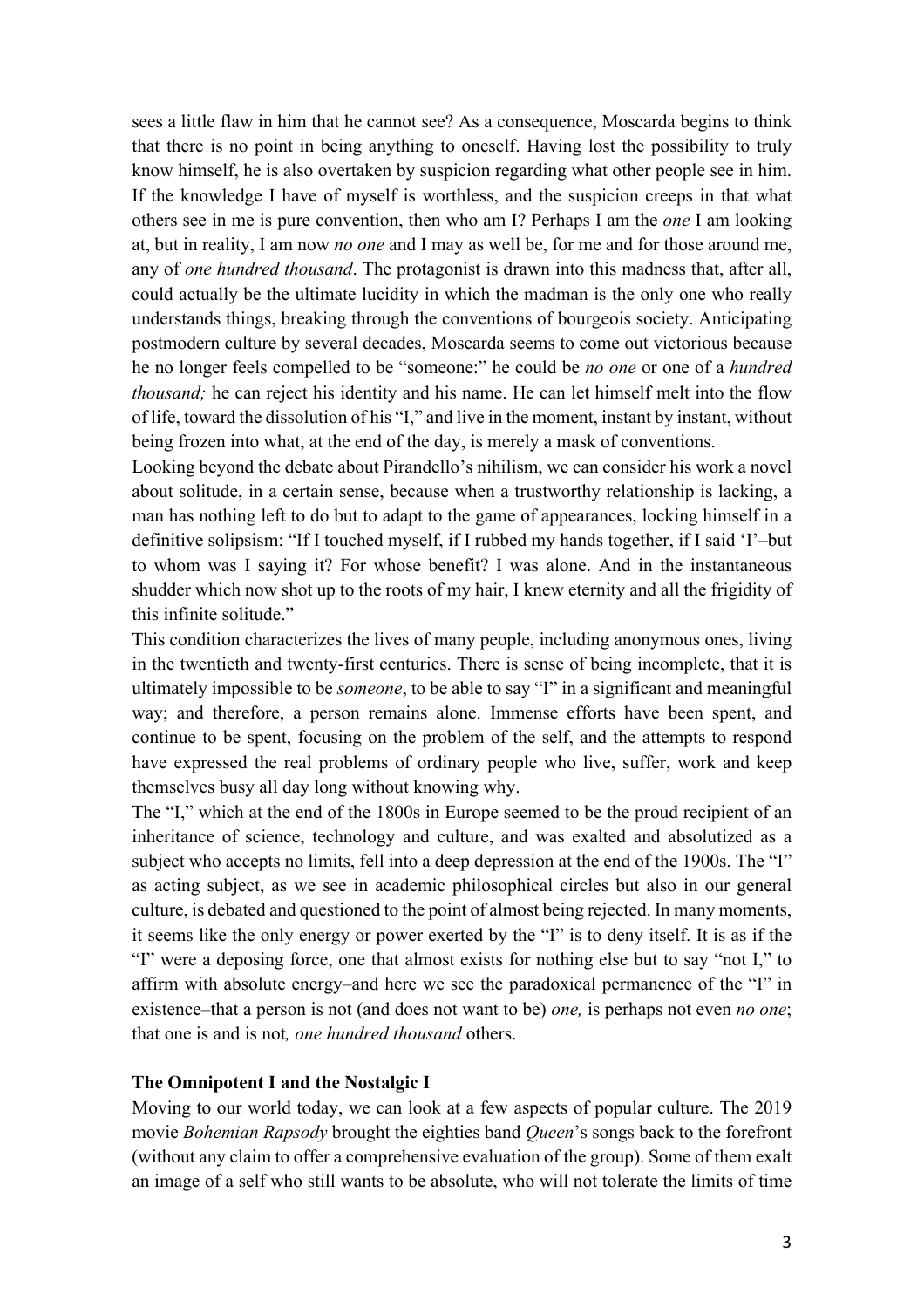sees a little flaw in him that he cannot see? As a consequence, Moscarda begins to think that there is no point in being anything to oneself. Having lost the possibility to truly know himself, he is also overtaken by suspicion regarding what other people see in him. If the knowledge I have of myself is worthless, and the suspicion creeps in that what others see in me is pure convention, then who am I? Perhaps I am the *one* I am looking at, but in reality, I am now *no one* and I may as well be, for me and for those around me, any of *one hundred thousand*. The protagonist is drawn into this madness that, after all, could actually be the ultimate lucidity in which the madman is the only one who really understands things, breaking through the conventions of bourgeois society. Anticipating postmodern culture by several decades, Moscarda seems to come out victorious because he no longer feels compelled to be "someone:" he could be *no one* or one of a *hundred thousand;* he can reject his identity and his name. He can let himself melt into the flow of life, toward the dissolution of his "I," and live in the moment, instant by instant, without being frozen into what, at the end of the day, is merely a mask of conventions.

Looking beyond the debate about Pirandello's nihilism, we can consider his work a novel about solitude, in a certain sense, because when a trustworthy relationship is lacking, a man has nothing left to do but to adapt to the game of appearances, locking himself in a definitive solipsism: "If I touched myself, if I rubbed my hands together, if I said 'I'–but to whom was I saying it? For whose benefit? I was alone. And in the instantaneous shudder which now shot up to the roots of my hair, I knew eternity and all the frigidity of this infinite solitude."

This condition characterizes the lives of many people, including anonymous ones, living in the twentieth and twenty-first centuries. There is sense of being incomplete, that it is ultimately impossible to be *someone*, to be able to say "I" in a significant and meaningful way; and therefore, a person remains alone. Immense efforts have been spent, and continue to be spent, focusing on the problem of the self, and the attempts to respond have expressed the real problems of ordinary people who live, suffer, work and keep themselves busy all day long without knowing why.

The "I," which at the end of the 1800s in Europe seemed to be the proud recipient of an inheritance of science, technology and culture, and was exalted and absolutized as a subject who accepts no limits, fell into a deep depression at the end of the 1900s. The "I" as acting subject, as we see in academic philosophical circles but also in our general culture, is debated and questioned to the point of almost being rejected. In many moments, it seems like the only energy or power exerted by the "I" is to deny itself. It is as if the "I" were a deposing force, one that almost exists for nothing else but to say "not I," to affirm with absolute energy–and here we see the paradoxical permanence of the "I" in existence–that a person is not (and does not want to be) *one,* is perhaps not even *no one*; that one is and is not*, one hundred thousand* others.

## The Omnipotent I and the Nostalgic I

Moving to our world today, we can look at a few aspects of popular culture. The 2019 movie *Bohemian Rapsody* brought the eighties band *Queen*'s songs back to the forefront (without any claim to offer a comprehensive evaluation of the group). Some of them exalt an image of a self who still wants to be absolute, who will not tolerate the limits of time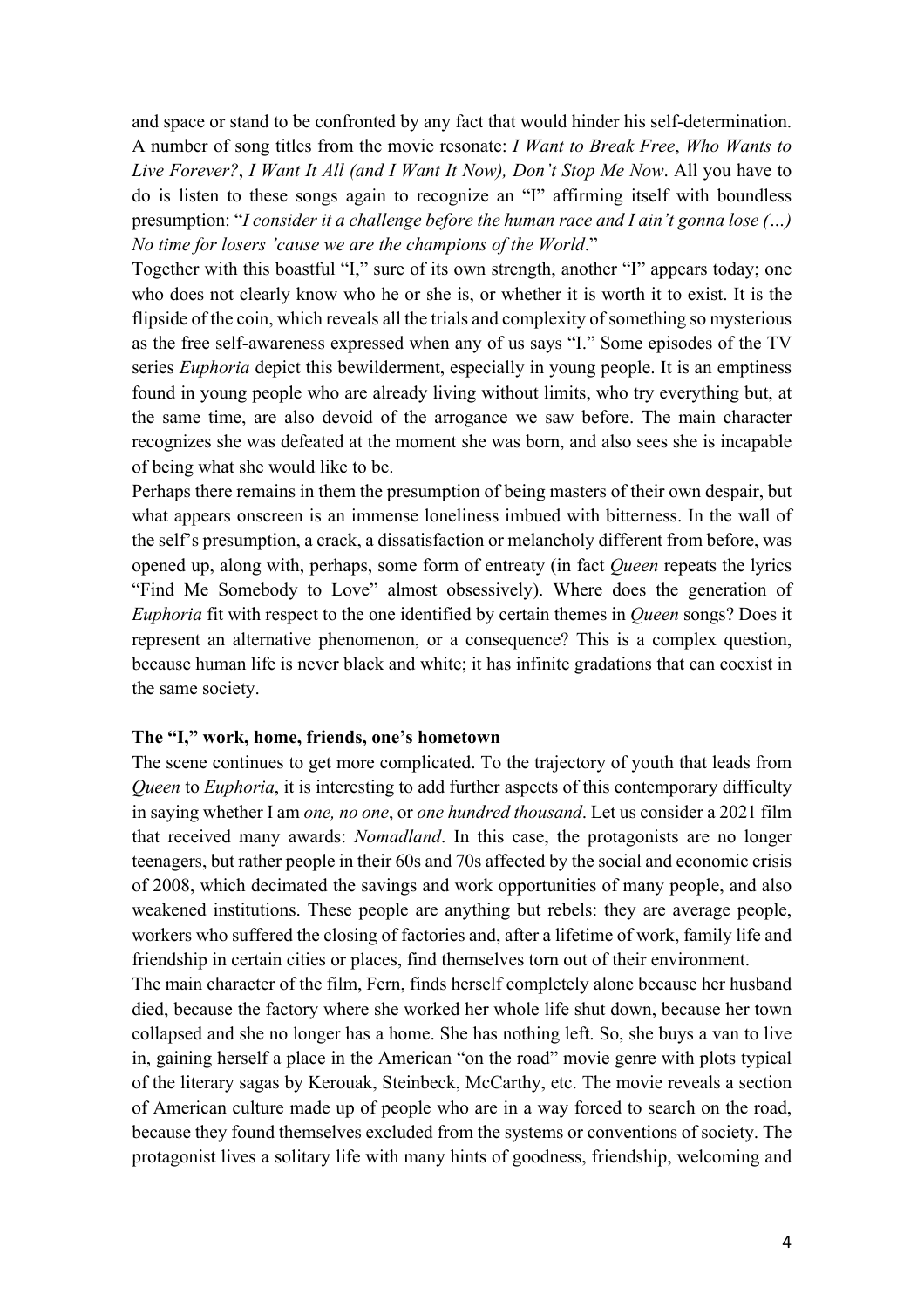and space or stand to be confronted by any fact that would hinder his self-determination. A number of song titles from the movie resonate: *I Want to Break Free*, *Who Wants to Live Forever?*, *I Want It All (and I Want It Now), Don't Stop Me Now*. All you have to do is listen to these songs again to recognize an "I" affirming itself with boundless presumption: "*I consider it a challenge before the human race and I ain't gonna lose (…) No time for losers 'cause we are the champions of the World*."

Together with this boastful "I," sure of its own strength, another "I" appears today; one who does not clearly know who he or she is, or whether it is worth it to exist. It is the flipside of the coin, which reveals all the trials and complexity of something so mysterious as the free self-awareness expressed when any of us says "I." Some episodes of the TV series *Euphoria* depict this bewilderment, especially in young people. It is an emptiness found in young people who are already living without limits, who try everything but, at the same time, are also devoid of the arrogance we saw before. The main character recognizes she was defeated at the moment she was born, and also sees she is incapable of being what she would like to be.

Perhaps there remains in them the presumption of being masters of their own despair, but what appears onscreen is an immense loneliness imbued with bitterness. In the wall of the self's presumption, a crack, a dissatisfaction or melancholy different from before, was opened up, along with, perhaps, some form of entreaty (in fact *Queen* repeats the lyrics "Find Me Somebody to Love" almost obsessively). Where does the generation of *Euphoria* fit with respect to the one identified by certain themes in *Queen* songs? Does it represent an alternative phenomenon, or a consequence? This is a complex question, because human life is never black and white; it has infinite gradations that can coexist in the same society.

**The "I," work, home, friends, one's hometown**

The scene continues to get more complicated. To the trajectory of youth that leads from *Queen* to *Euphoria*, it is interesting to add further aspects of this contemporary difficulty in saying whether I am *one, no one*, or *one hundred thousand*. Let us consider a 2021 film that received many awards: *Nomadland*. In this case, the protagonists are no longer teenagers, but rather people in their 60s and 70s affected by the social and economic crisis of 2008, which decimated the savings and work opportunities of many people, and also weakened institutions. These people are anything but rebels: they are average people, workers who suffered the closing of factories and, after a lifetime of work, family life and friendship in certain cities or places, find themselves torn out of their environment.

The main character of the film, Fern, finds herself completely alone because her husband died, because the factory where she worked her whole life shut down, because her town collapsed and she no longer has a home. She has nothing left. So, she buys a van to live in, gaining herself a place in the American "on the road" movie genre with plots typical of the literary sagas by Kerouak, Steinbeck, McCarthy, etc. The movie reveals a section of American culture made up of people who are in a way forced to search on the road, because they found themselves excluded from the systems or conventions of society. The protagonist lives a solitary life with many hints of goodness, friendship, welcoming and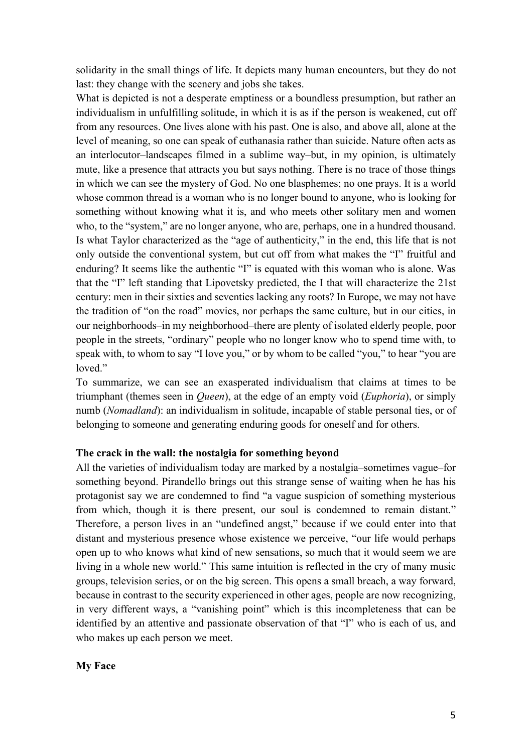solidarity in the small things of life. It depicts many human encounters, but they do not last: they change with the scenery and jobs she takes.

What is depicted is not a desperate emptiness or a boundless presumption, but rather an individualism in unfulfilling solitude, in which it is as if the person is weakened, cut off from any resources. One lives alone with his past. One is also, and above all, alone at the level of meaning, so one can speak of euthanasia rather than suicide. Nature often acts as an interlocutor–landscapes filmed in a sublime way–but, in my opinion, is ultimately mute, like a presence that attracts you but says nothing. There is no trace of those things in which we can see the mystery of God. No one blasphemes; no one prays. It is a world whose common thread is a woman who is no longer bound to anyone, who is looking for something without knowing what it is, and who meets other solitary men and women who, to the "system," are no longer anyone, who are, perhaps, one in a hundred thousand. Is what Taylor characterized as the "age of authenticity," in the end, this life that is not only outside the conventional system, but cut off from what makes the "I" fruitful and enduring? It seems like the authentic "I" is equated with this woman who is alone. Was that the "I" left standing that Lipovetsky predicted, the I that will characterize the 21st century: men in their sixties and seventies lacking any roots? In Europe, we may not have the tradition of "on the road" movies, nor perhaps the same culture, but in our cities, in our neighborhoods–in my neighborhood–there are plenty of isolated elderly people, poor people in the streets, "ordinary" people who no longer know who to spend time with, to speak with, to whom to say "I love you," or by whom to be called "you," to hear "you are loved."

To summarize, we can see an exasperated individualism that claims at times to be triumphant (themes seen in *Queen*), at the edge of an empty void (*Euphoria*), or simply numb (*Nomadland*): an individualism in solitude, incapable of stable personal ties, or of belonging to someone and generating enduring goods for oneself and for others.

**The crack in the wall: the nostalgia for something beyond**

All the varieties of individualism today are marked by a nostalgia–sometimes vague–for something beyond. Pirandello brings out this strange sense of waiting when he has his protagonist say we are condemned to find "a vague suspicion of something mysterious from which, though it is there present, our soul is condemned to remain distant." Therefore, a person lives in an "undefined angst," because if we could enter into that distant and mysterious presence whose existence we perceive, "our life would perhaps open up to who knows what kind of new sensations, so much that it would seem we are living in a whole new world." This same intuition is reflected in the cry of many music groups, television series, or on the big screen. This opens a small breach, a way forward, because in contrast to the security experienced in other ages, people are now recognizing, in very different ways, a "vanishing point" which is this incompleteness that can be identified by an attentive and passionate observation of that "I" who is each of us, and who makes up each person we meet.

**My Face**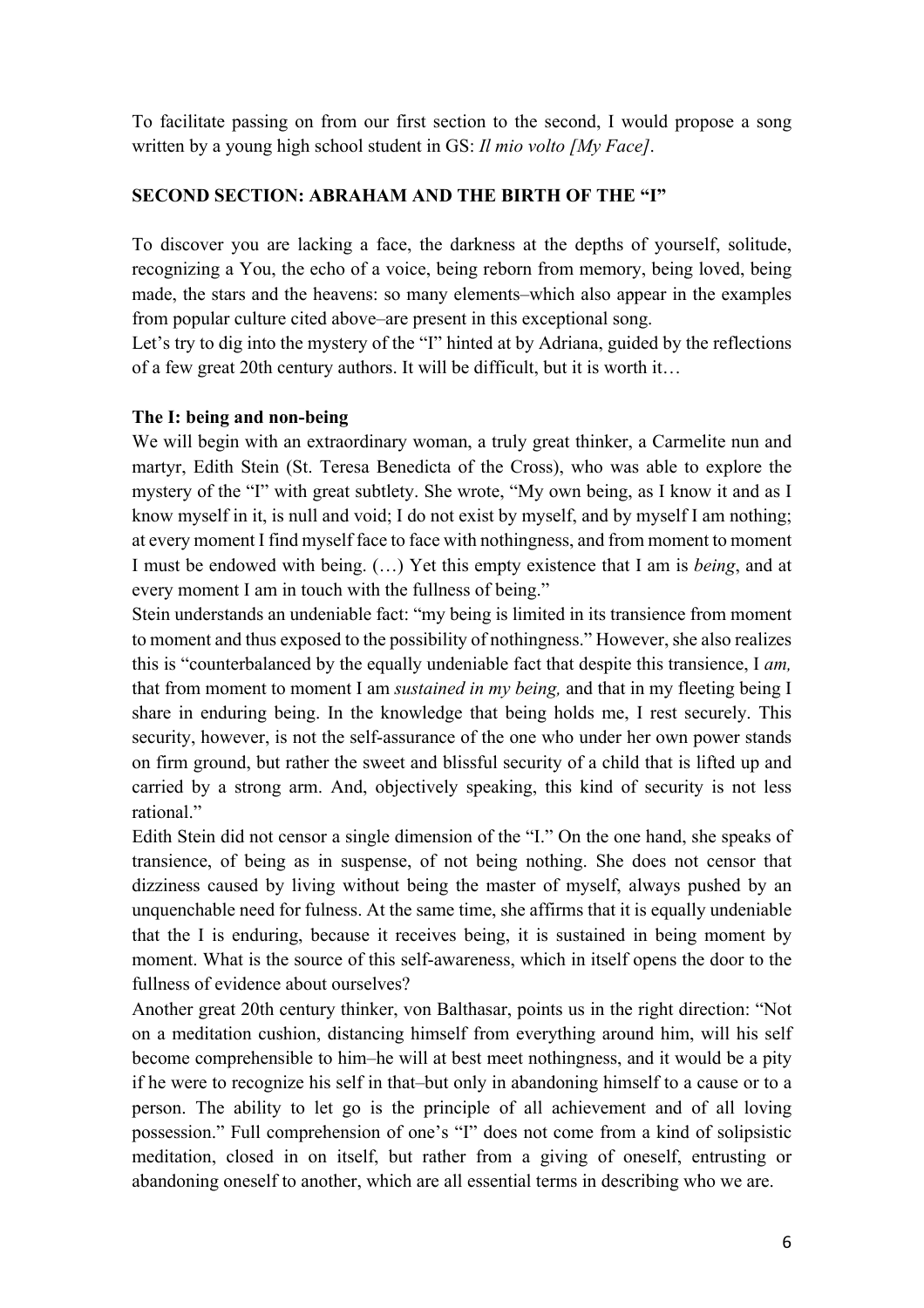To facilitate passing on from our first section to the second, I would propose a song written by a young high school student in GS: *Il mio volto [My Face]*.

## SECOND SECTION: ABRAHAM AND THE BIRTH OF THE "I"

To discover you are lacking a face, the darkness at the depths of yourself, solitude, recognizing a You, the echo of a voice, being reborn from memory, being loved, being made, the stars and the heavens: so many elements–which also appear in the examples from popular culture cited above–are present in this exceptional song.

Let's try to dig into the mystery of the "I" hinted at by Adriana, guided by the reflections of a few great 20th century authors. It will be difficult, but it is worth it…

### The I: being and non-being

We will begin with an extraordinary woman, a truly great thinker, a Carmelite nun and martyr, Edith Stein (St. Teresa Benedicta of the Cross), who was able to explore the mystery of the "I" with great subtlety. She wrote, "My own being, as I know it and as I know myself in it, is null and void; I do not exist by myself, and by myself I am nothing; at every moment I find myself face to face with nothingness, and from moment to moment I must be endowed with being. (…) Yet this empty existence that I am is *being*, and at every moment I am in touch with the fullness of being."

Stein understands an undeniable fact: "my being is limited in its transience from moment to moment and thus exposed to the possibility of nothingness." However, she also realizes this is "counterbalanced by the equally undeniable fact that despite this transience, I *am,* that from moment to moment I am *sustained in my being,* and that in my fleeting being I share in enduring being. In the knowledge that being holds me, I rest securely. This security, however, is not the self-assurance of the one who under her own power stands on firm ground, but rather the sweet and blissful security of a child that is lifted up and carried by a strong arm. And, objectively speaking, this kind of security is not less rational."

Edith Stein did not censor a single dimension of the "I." On the one hand, she speaks of transience, of being as in suspense, of not being nothing. She does not censor that dizziness caused by living without being the master of myself, always pushed by an unquenchable need for fulness. At the same time, she affirms that it is equally undeniable that the I is enduring, because it receives being, it is sustained in being moment by moment. What is the source of this self-awareness, which in itself opens the door to the fullness of evidence about ourselves?

Another great 20th century thinker, von Balthasar, points us in the right direction: "Not on a meditation cushion, distancing himself from everything around him, will his self become comprehensible to him–he will at best meet nothingness, and it would be a pity if he were to recognize his self in that–but only in abandoning himself to a cause or to a person. The ability to let go is the principle of all achievement and of all loving possession." Full comprehension of one's "I" does not come from a kind of solipsistic meditation, closed in on itself, but rather from a giving of oneself, entrusting or abandoning oneself to another, which are all essential terms in describing who we are.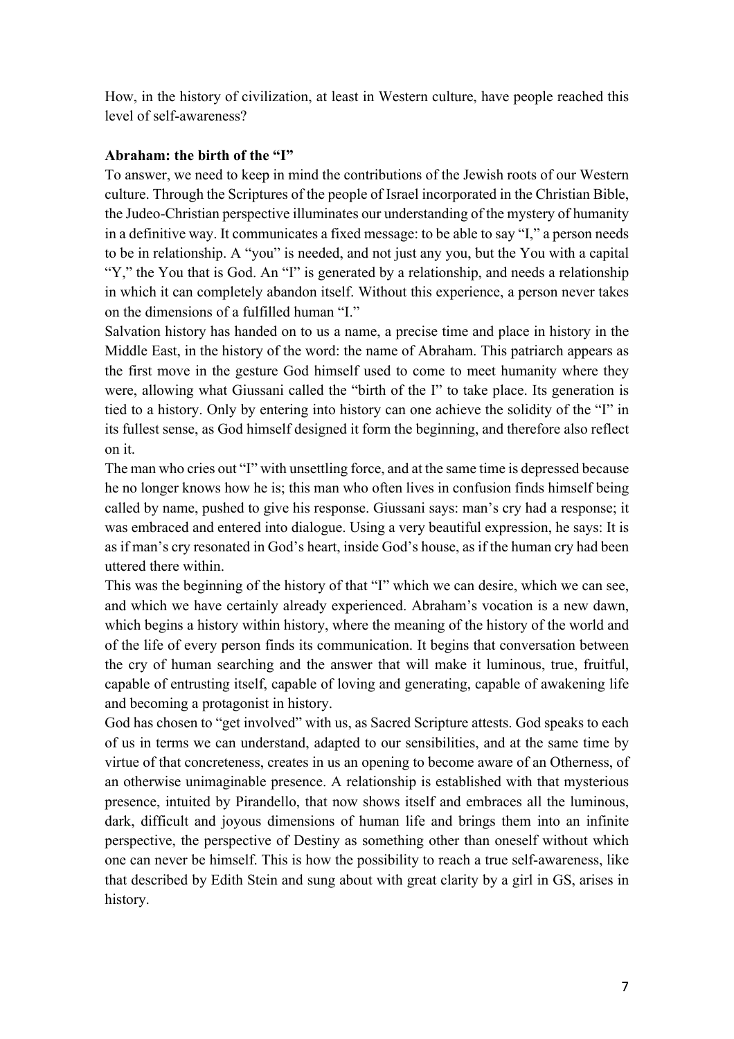How, in the history of civilization, at least in Western culture, have people reached this level of self-awareness?

**Abraham: the birth of the "I"**

To answer, we need to keep in mind the contributions of the Jewish roots of our Western culture. Through the Scriptures of the people of Israel incorporated in the Christian Bible, the Judeo-Christian perspective illuminates our understanding of the mystery of humanity in a definitive way. It communicates a fixed message: to be able to say "I," a person needs to be in relationship. A "you" is needed, and not just any you, but the You with a capital "Y," the You that is God. An "I" is generated by a relationship, and needs a relationship in which it can completely abandon itself. Without this experience, a person never takes on the dimensions of a fulfilled human "I."

Salvation history has handed on to us a name, a precise time and place in history in the Middle East, in the history of the word: the name of Abraham. This patriarch appears as the first move in the gesture God himself used to come to meet humanity where they were, allowing what Giussani called the "birth of the I" to take place. Its generation is tied to a history. Only by entering into history can one achieve the solidity of the "I" in its fullest sense, as God himself designed it form the beginning, and therefore also reflect on it.

The man who cries out "I" with unsettling force, and at the same time is depressed because he no longer knows how he is; this man who often lives in confusion finds himself being called by name, pushed to give his response. Giussani says: man's cry had a response; it was embraced and entered into dialogue. Using a very beautiful expression, he says: It is as if man's cry resonated in God's heart, inside God's house, as if the human cry had been uttered there within.

This was the beginning of the history of that "I" which we can desire, which we can see, and which we have certainly already experienced. Abraham's vocation is a new dawn, which begins a history within history, where the meaning of the history of the world and of the life of every person finds its communication. It begins that conversation between the cry of human searching and the answer that will make it luminous, true, fruitful, capable of entrusting itself, capable of loving and generating, capable of awakening life and becoming a protagonist in history.

God has chosen to "get involved" with us, as Sacred Scripture attests. God speaks to each of us in terms we can understand, adapted to our sensibilities, and at the same time by virtue of that concreteness, creates in us an opening to become aware of an Otherness, of an otherwise unimaginable presence. A relationship is established with that mysterious presence, intuited by Pirandello, that now shows itself and embraces all the luminous, dark, difficult and joyous dimensions of human life and brings them into an infinite perspective, the perspective of Destiny as something other than oneself without which one can never be himself. This is how the possibility to reach a true self-awareness, like that described by Edith Stein and sung about with great clarity by a girl in GS, arises in history.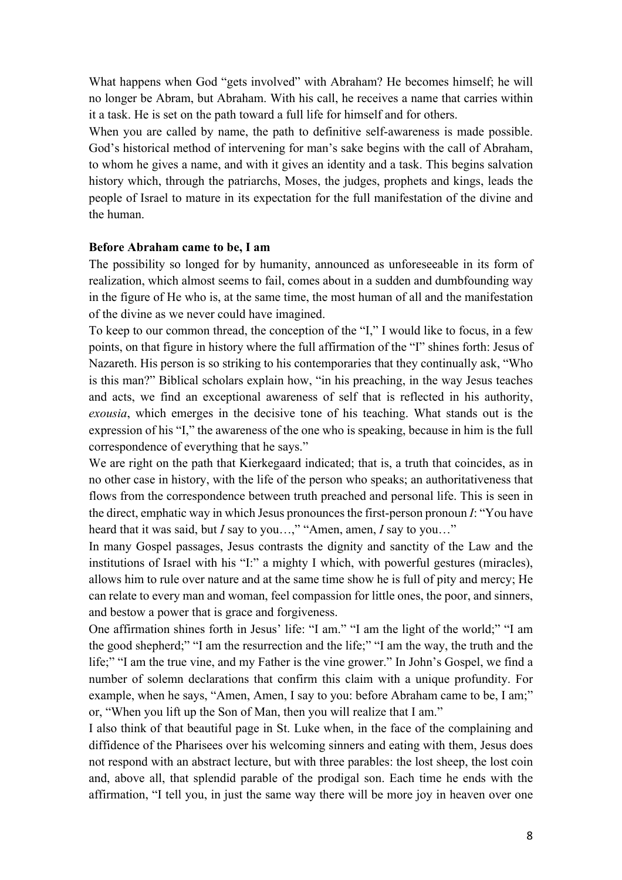What happens when God "gets involved" with Abraham? He becomes himself; he will no longer be Abram, but Abraham. With his call, he receives a name that carries within it a task. He is set on the path toward a full life for himself and for others.

When you are called by name, the path to definitive self-awareness is made possible. God's historical method of intervening for man's sake begins with the call of Abraham, to whom he gives a name, and with it gives an identity and a task. This begins salvation history which, through the patriarchs, Moses, the judges, prophets and kings, leads the people of Israel to mature in its expectation for the full manifestation of the divine and the human.

**Before Abraham came to be, I am**

The possibility so longed for by humanity, announced as unforeseeable in its form of realization, which almost seems to fail, comes about in a sudden and dumbfounding way in the figure of He who is, at the same time, the most human of all and the manifestation of the divine as we never could have imagined.

To keep to our common thread, the conception of the "I," I would like to focus, in a few points, on that figure in history where the full affirmation of the "I" shines forth: Jesus of Nazareth. His person is so striking to his contemporaries that they continually ask, "Who is this man?" Biblical scholars explain how, "in his preaching, in the way Jesus teaches and acts, we find an exceptional awareness of self that is reflected in his authority, *exousia*, which emerges in the decisive tone of his teaching. What stands out is the expression of his "I," the awareness of the one who is speaking, because in him is the full correspondence of everything that he says."

We are right on the path that Kierkegaard indicated; that is, a truth that coincides, as in no other case in history, with the life of the person who speaks; an authoritativeness that flows from the correspondence between truth preached and personal life. This is seen in the direct, emphatic way in which Jesus pronounces the first-person pronoun *I*: "You have heard that it was said, but *I* say to you…," "Amen, amen, *I* say to you…"

In many Gospel passages, Jesus contrasts the dignity and sanctity of the Law and the institutions of Israel with his "I:" a mighty I which, with powerful gestures (miracles), allows him to rule over nature and at the same time show he is full of pity and mercy; He can relate to every man and woman, feel compassion for little ones, the poor, and sinners, and bestow a power that is grace and forgiveness.

One affirmation shines forth in Jesus' life: "I am." "I am the light of the world;" "I am the good shepherd;" "I am the resurrection and the life;" "I am the way, the truth and the life;" "I am the true vine, and my Father is the vine grower." In John's Gospel, we find a number of solemn declarations that confirm this claim with a unique profundity. For example, when he says, "Amen, Amen, I say to you: before Abraham came to be, I am;" or, "When you lift up the Son of Man, then you will realize that I am."

I also think of that beautiful page in St. Luke when, in the face of the complaining and diffidence of the Pharisees over his welcoming sinners and eating with them, Jesus does not respond with an abstract lecture, but with three parables: the lost sheep, the lost coin and, above all, that splendid parable of the prodigal son. Each time he ends with the affirmation, "I tell you, in just the same way there will be more joy in heaven over one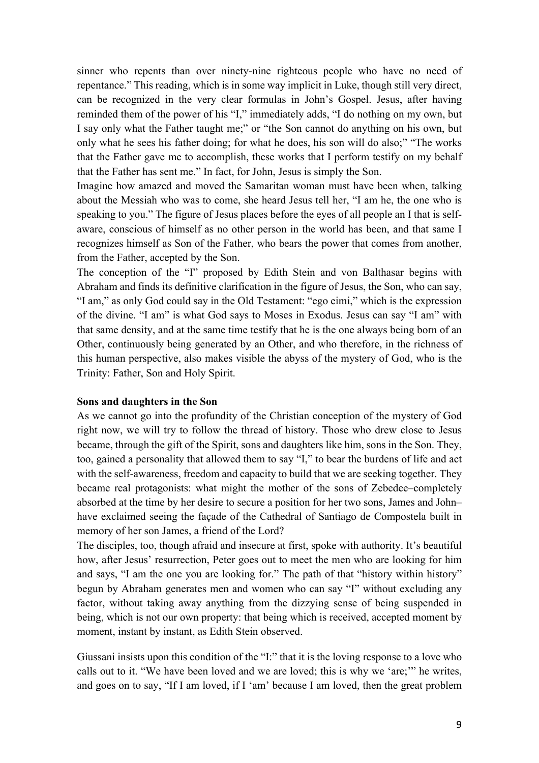sinner who repents than over ninety-nine righteous people who have no need of repentance." This reading, which is in some way implicit in Luke, though still very direct, can be recognized in the very clear formulas in John's Gospel. Jesus, after having reminded them of the power of his "I," immediately adds, "I do nothing on my own, but I say only what the Father taught me;" or "the Son cannot do anything on his own, but only what he sees his father doing; for what he does, his son will do also;" "The works that the Father gave me to accomplish, these works that I perform testify on my behalf that the Father has sent me." In fact, for John, Jesus is simply the Son.

Imagine how amazed and moved the Samaritan woman must have been when, talking about the Messiah who was to come, she heard Jesus tell her, "I am he, the one who is speaking to you." The figure of Jesus places before the eyes of all people an I that is self-aware, conscious of himself as no other person in the world has been, and that same I recognizes himself as Son of the Father, who bears the power that comes from another, from the Father, accepted by the Son.

The conception of the "I" proposed by Edith Stein and von Balthasar begins with Abraham and finds its definitive clarification in the figure of Jesus, the Son, who can say, "I am," as only God could say in the Old Testament: "ego eimi," which is the expression of the divine. "I am" is what God says to Moses in Exodus. Jesus can say "I am" with that same density, and at the same time testify that he is the one always being born of an Other, continuously being generated by an Other, and who therefore, in the richness of this human perspective, also makes visible the abyss of the mystery of God, who is the Trinity: Father, Son and Holy Spirit.

**Sons and daughters in the Son**

As we cannot go into the profundity of the Christian conception of the mystery of God right now, we will try to follow the thread of history. Those who drew close to Jesus became, through the gift of the Spirit, sons and daughters like him, sons in the Son. They, too, gained a personality that allowed them to say "I," to bear the burdens of life and act with the self-awareness, freedom and capacity to build that we are seeking together. They became real protagonists: what might the mother of the sons of Zebedee–completely absorbed at the time by her desire to secure a position for her two sons, James and John–have exclaimed seeing the façade of the Cathedral of Santiago de Compostela built in memory of her son James, a friend of the Lord?

The disciples, too, though afraid and insecure at first, spoke with authority. It's beautiful how, after Jesus' resurrection, Peter goes out to meet the men who are looking for him and says, "I am the one you are looking for." The path of that "history within history" begun by Abraham generates men and women who can say "I" without excluding any factor, without taking away anything from the dizzying sense of being suspended in being, which is not our own property: that being which is received, accepted moment by moment, instant by instant, as Edith Stein observed.

Giussani insists upon this condition of the "I:" that it is the loving response to a love who calls out to it. "We have been loved and we are loved; this is why we 'are;'" he writes, and goes on to say, "If I am loved, if I 'am' because I am loved, then the great problem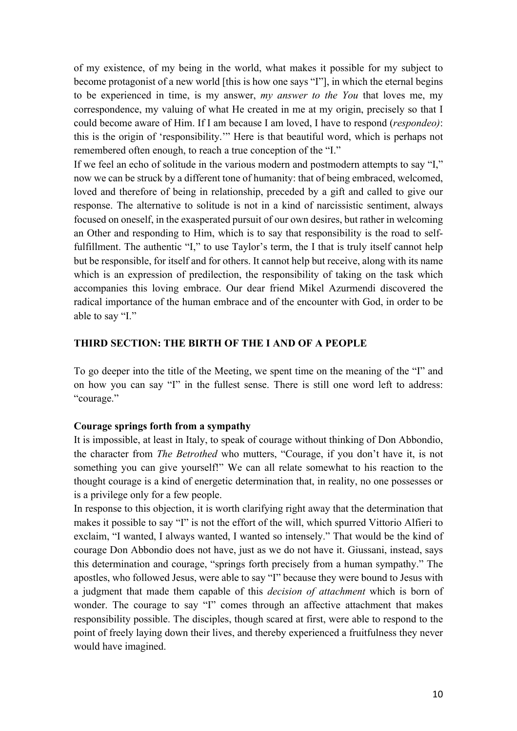of my existence, of my being in the world, what makes it possible for my subject to become protagonist of a new world [this is how one says "I"], in which the eternal begins to be experienced in time, is my answer, *my answer to the You* that loves me, my correspondence, my valuing of what He created in me at my origin, precisely so that I could become aware of Him. If I am because I am loved, I have to respond (*respondeo)*: this is the origin of 'responsibility.'" Here is that beautiful word, which is perhaps not remembered often enough, to reach a true conception of the "I."

If we feel an echo of solitude in the various modern and postmodern attempts to say "I," now we can be struck by a different tone of humanity: that of being embraced, welcomed, loved and therefore of being in relationship, preceded by a gift and called to give our response. The alternative to solitude is not in a kind of narcissistic sentiment, always focused on oneself, in the exasperated pursuit of our own desires, but rather in welcoming an Other and responding to Him, which is to say that responsibility is the road to self-fulfillment. The authentic "I," to use Taylor's term, the I that is truly itself cannot help but be responsible, for itself and for others. It cannot help but receive, along with its name which is an expression of predilection, the responsibility of taking on the task which accompanies this loving embrace. Our dear friend Mikel Azurmendi discovered the radical importance of the human embrace and of the encounter with God, in order to be able to say "I."

## THIRD SECTION: THE BIRTH OF THE I AND OF A PEOPLE

To go deeper into the title of the Meeting, we spent time on the meaning of the "I" and on how you can say "I" in the fullest sense. There is still one word left to address: "courage."

### Courage springs forth from a sympathy

It is impossible, at least in Italy, to speak of courage without thinking of Don Abbondio, the character from *The Betrothed* who mutters, "Courage, if you don't have it, is not something you can give yourself!" We can all relate somewhat to his reaction to the thought courage is a kind of energetic determination that, in reality, no one possesses or is a privilege only for a few people.

In response to this objection, it is worth clarifying right away that the determination that makes it possible to say "I" is not the effort of the will, which spurred Vittorio Alfieri to exclaim, "I wanted, I always wanted, I wanted so intensely." That would be the kind of courage Don Abbondio does not have, just as we do not have it. Giussani, instead, says this determination and courage, "springs forth precisely from a human sympathy." The apostles, who followed Jesus, were able to say "I" because they were bound to Jesus with a judgment that made them capable of this *decision of attachment* which is born of wonder. The courage to say "I" comes through an affective attachment that makes responsibility possible. The disciples, though scared at first, were able to respond to the point of freely laying down their lives, and thereby experienced a fruitfulness they never would have imagined.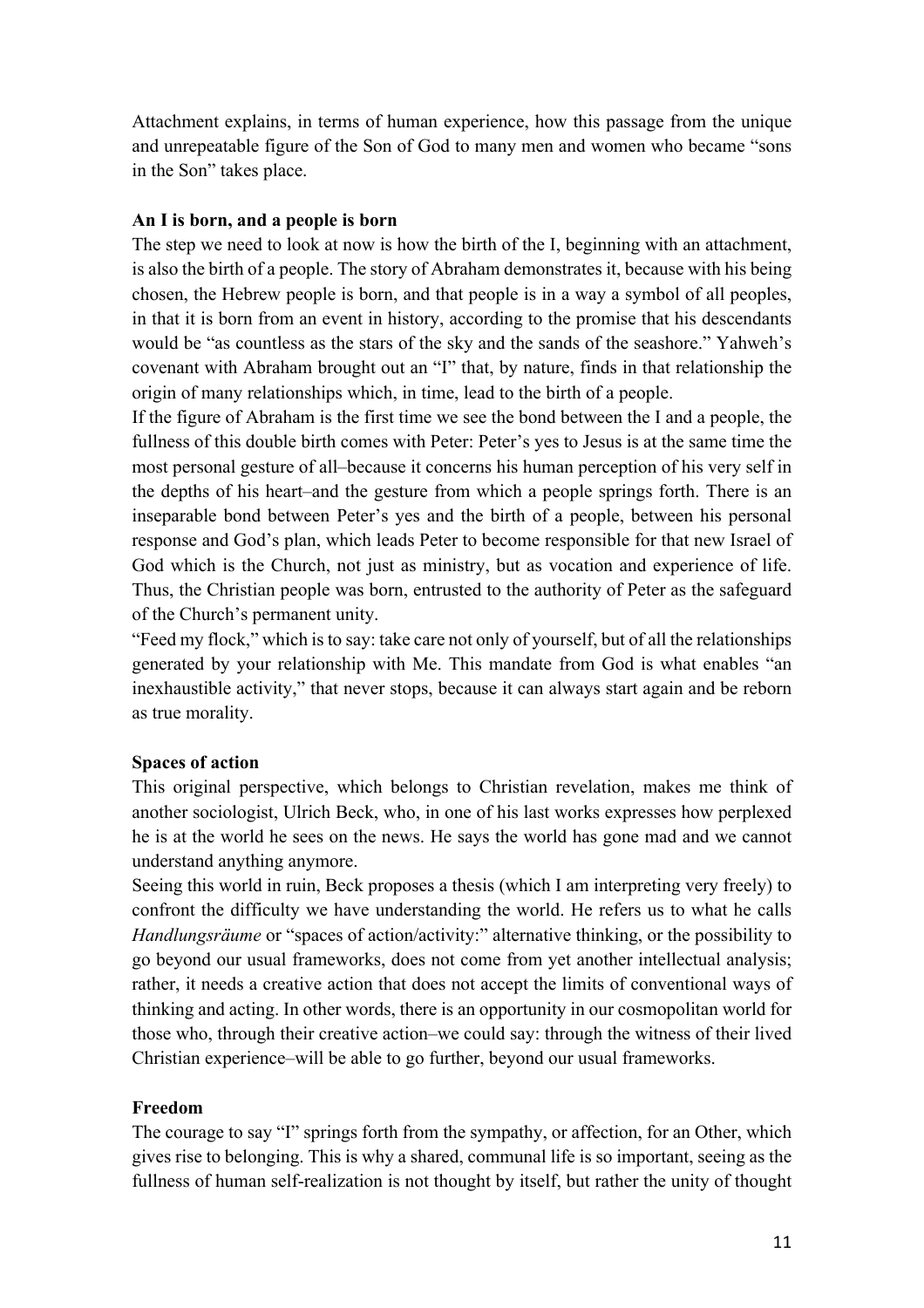Attachment explains, in terms of human experience, how this passage from the unique and unrepeatable figure of the Son of God to many men and women who became "sons in the Son" takes place.

**An I is born, and a people is born**

The step we need to look at now is how the birth of the I, beginning with an attachment, is also the birth of a people. The story of Abraham demonstrates it, because with his being chosen, the Hebrew people is born, and that people is in a way a symbol of all peoples, in that it is born from an event in history, according to the promise that his descendants would be "as countless as the stars of the sky and the sands of the seashore." Yahweh's covenant with Abraham brought out an "I" that, by nature, finds in that relationship the origin of many relationships which, in time, lead to the birth of a people.

If the figure of Abraham is the first time we see the bond between the I and a people, the fullness of this double birth comes with Peter: Peter's yes to Jesus is at the same time the most personal gesture of all–because it concerns his human perception of his very self in the depths of his heart–and the gesture from which a people springs forth. There is an inseparable bond between Peter's yes and the birth of a people, between his personal response and God's plan, which leads Peter to become responsible for that new Israel of God which is the Church, not just as ministry, but as vocation and experience of life. Thus, the Christian people was born, entrusted to the authority of Peter as the safeguard of the Church's permanent unity.

"Feed my flock," which is to say: take care not only of yourself, but of all the relationships generated by your relationship with Me. This mandate from God is what enables "an inexhaustible activity," that never stops, because it can always start again and be reborn as true morality.

**Spaces of action**

This original perspective, which belongs to Christian revelation, makes me think of another sociologist, Ulrich Beck, who, in one of his last works expresses how perplexed he is at the world he sees on the news. He says the world has gone mad and we cannot understand anything anymore.

Seeing this world in ruin, Beck proposes a thesis (which I am interpreting very freely) to confront the difficulty we have understanding the world. He refers us to what he calls *Handlungsräume* or "spaces of action/activity:" alternative thinking, or the possibility to go beyond our usual frameworks, does not come from yet another intellectual analysis; rather, it needs a creative action that does not accept the limits of conventional ways of thinking and acting. In other words, there is an opportunity in our cosmopolitan world for those who, through their creative action–we could say: through the witness of their lived Christian experience–will be able to go further, beyond our usual frameworks.

**Freedom**

The courage to say "I" springs forth from the sympathy, or affection, for an Other, which gives rise to belonging. This is why a shared, communal life is so important, seeing as the fullness of human self-realization is not thought by itself, but rather the unity of thought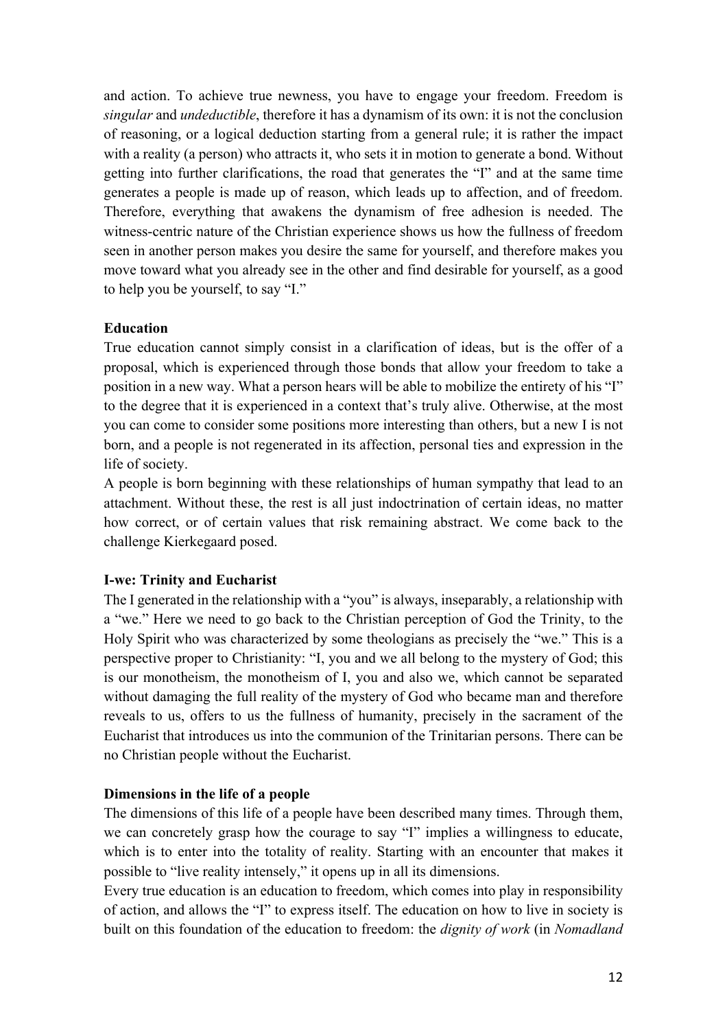and action. To achieve true newness, you have to engage your freedom. Freedom is *singular* and *undeductible*, therefore it has a dynamism of its own: it is not the conclusion of reasoning, or a logical deduction starting from a general rule; it is rather the impact with a reality (a person) who attracts it, who sets it in motion to generate a bond. Without getting into further clarifications, the road that generates the "I" and at the same time generates a people is made up of reason, which leads up to affection, and of freedom. Therefore, everything that awakens the dynamism of free adhesion is needed. The witness-centric nature of the Christian experience shows us how the fullness of freedom seen in another person makes you desire the same for yourself, and therefore makes you move toward what you already see in the other and find desirable for yourself, as a good to help you be yourself, to say "I."

**Education**

True education cannot simply consist in a clarification of ideas, but is the offer of a proposal, which is experienced through those bonds that allow your freedom to take a position in a new way. What a person hears will be able to mobilize the entirety of his "I" to the degree that it is experienced in a context that's truly alive. Otherwise, at the most you can come to consider some positions more interesting than others, but a new I is not born, and a people is not regenerated in its affection, personal ties and expression in the life of society.

A people is born beginning with these relationships of human sympathy that lead to an attachment. Without these, the rest is all just indoctrination of certain ideas, no matter how correct, or of certain values that risk remaining abstract. We come back to the challenge Kierkegaard posed.

**I-we: Trinity and Eucharist**

The I generated in the relationship with a "you" is always, inseparably, a relationship with a "we." Here we need to go back to the Christian perception of God the Trinity, to the Holy Spirit who was characterized by some theologians as precisely the "we." This is a perspective proper to Christianity: "I, you and we all belong to the mystery of God; this is our monotheism, the monotheism of I, you and also we, which cannot be separated without damaging the full reality of the mystery of God who became man and therefore reveals to us, offers to us the fullness of humanity, precisely in the sacrament of the Eucharist that introduces us into the communion of the Trinitarian persons. There can be no Christian people without the Eucharist.

**Dimensions in the life of a people**

The dimensions of this life of a people have been described many times. Through them, we can concretely grasp how the courage to say "I" implies a willingness to educate, which is to enter into the totality of reality. Starting with an encounter that makes it possible to "live reality intensely," it opens up in all its dimensions.

Every true education is an education to freedom, which comes into play in responsibility of action, and allows the "I" to express itself. The education on how to live in society is built on this foundation of the education to freedom: the *dignity of work* (in *Nomadland*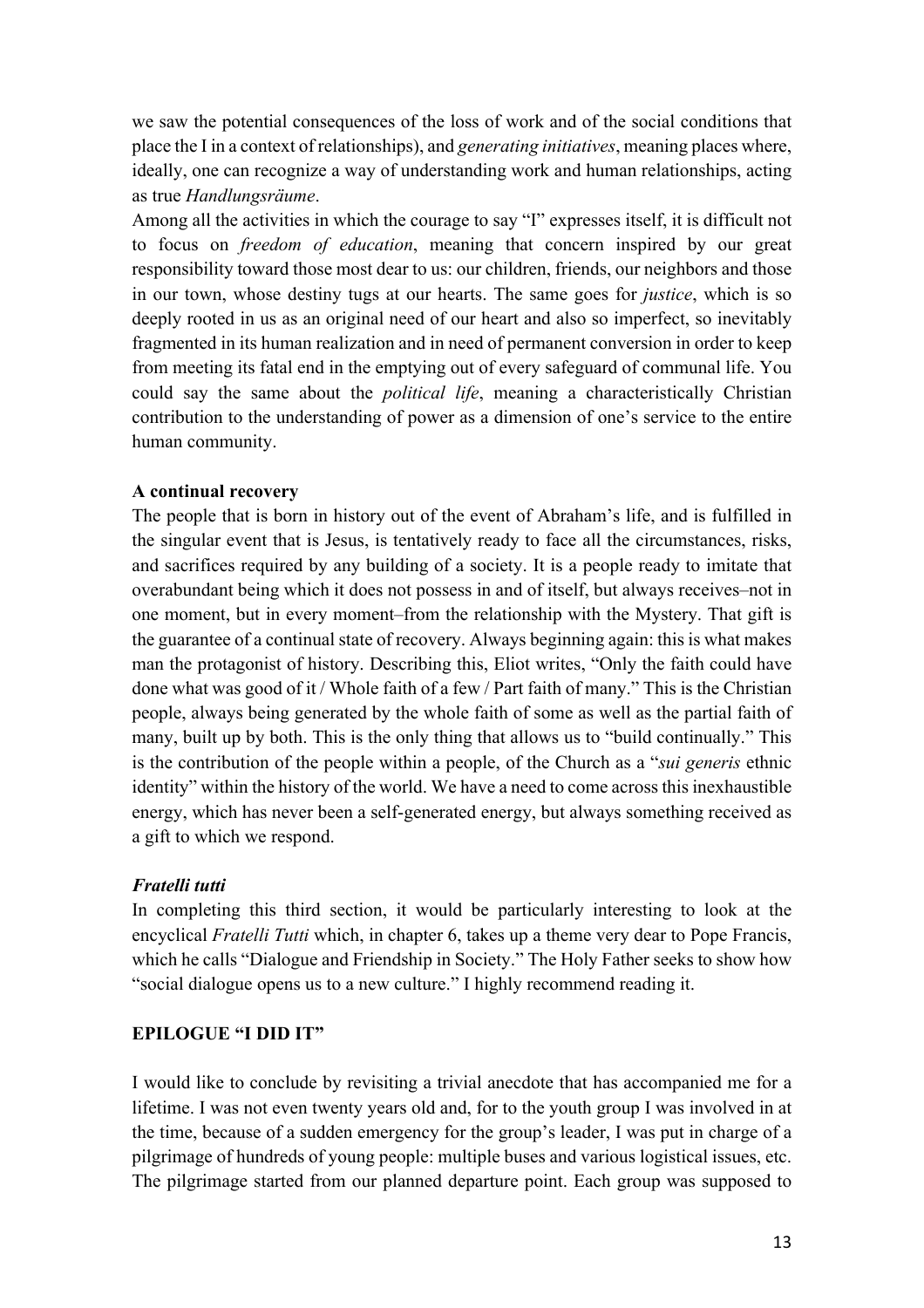we saw the potential consequences of the loss of work and of the social conditions that place the I in a context of relationships), and *generating initiatives*, meaning places where, ideally, one can recognize a way of understanding work and human relationships, acting as true *Handlungsräume*.

Among all the activities in which the courage to say "I" expresses itself, it is difficult not to focus on *freedom of education*, meaning that concern inspired by our great responsibility toward those most dear to us: our children, friends, our neighbors and those in our town, whose destiny tugs at our hearts. The same goes for *justice*, which is so deeply rooted in us as an original need of our heart and also so imperfect, so inevitably fragmented in its human realization and in need of permanent conversion in order to keep from meeting its fatal end in the emptying out of every safeguard of communal life. You could say the same about the *political life*, meaning a characteristically Christian contribution to the understanding of power as a dimension of one's service to the entire human community.

**A continual recovery**

The people that is born in history out of the event of Abraham's life, and is fulfilled in the singular event that is Jesus, is tentatively ready to face all the circumstances, risks, and sacrifices required by any building of a society. It is a people ready to imitate that overabundant being which it does not possess in and of itself, but always receives–not in one moment, but in every moment–from the relationship with the Mystery. That gift is the guarantee of a continual state of recovery. Always beginning again: this is what makes man the protagonist of history. Describing this, Eliot writes, "Only the faith could have done what was good of it / Whole faith of a few / Part faith of many." This is the Christian people, always being generated by the whole faith of some as well as the partial faith of many, built up by both. This is the only thing that allows us to "build continually." This is the contribution of the people within a people, of the Church as a "*sui generis* ethnic identity" within the history of the world. We have a need to come across this inexhaustible energy, which has never been a self-generated energy, but always something received as a gift to which we respond.

***Fratelli tutti***

In completing this third section, it would be particularly interesting to look at the encyclical *Fratelli Tutti* which, in chapter 6, takes up a theme very dear to Pope Francis, which he calls "Dialogue and Friendship in Society." The Holy Father seeks to show how "social dialogue opens us to a new culture." I highly recommend reading it.

**EPILOGUE "I DID IT"**

I would like to conclude by revisiting a trivial anecdote that has accompanied me for a lifetime. I was not even twenty years old and, for to the youth group I was involved in at the time, because of a sudden emergency for the group's leader, I was put in charge of a pilgrimage of hundreds of young people: multiple buses and various logistical issues, etc. The pilgrimage started from our planned departure point. Each group was supposed to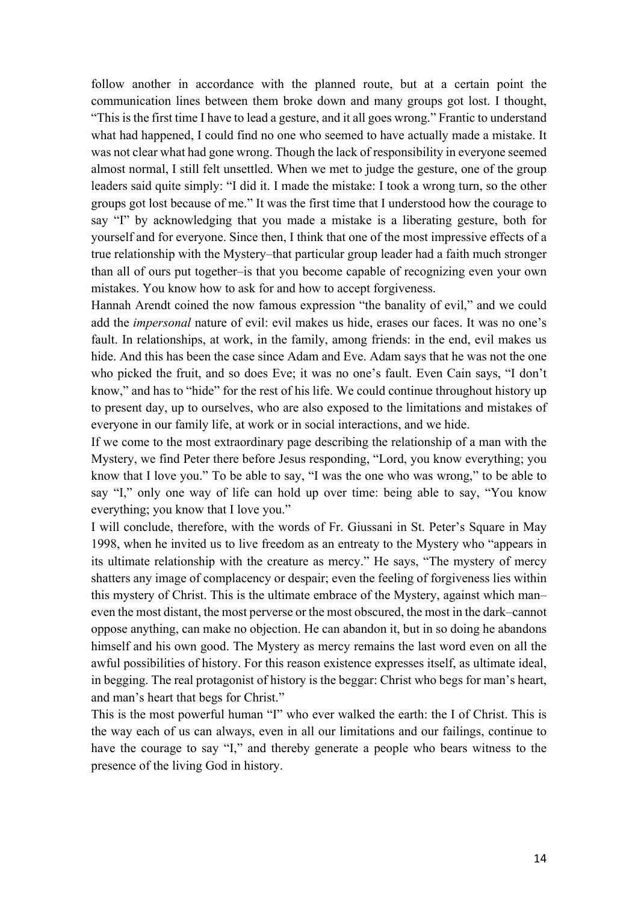follow another in accordance with the planned route, but at a certain point the communication lines between them broke down and many groups got lost. I thought, "This is the first time I have to lead a gesture, and it all goes wrong." Frantic to understand what had happened, I could find no one who seemed to have actually made a mistake. It was not clear what had gone wrong. Though the lack of responsibility in everyone seemed almost normal, I still felt unsettled. When we met to judge the gesture, one of the group leaders said quite simply: "I did it. I made the mistake: I took a wrong turn, so the other groups got lost because of me." It was the first time that I understood how the courage to say "I" by acknowledging that you made a mistake is a liberating gesture, both for yourself and for everyone. Since then, I think that one of the most impressive effects of a true relationship with the Mystery–that particular group leader had a faith much stronger than all of ours put together–is that you become capable of recognizing even your own mistakes. You know how to ask for and how to accept forgiveness.

Hannah Arendt coined the now famous expression "the banality of evil," and we could add the *impersonal* nature of evil: evil makes us hide, erases our faces. It was no one's fault. In relationships, at work, in the family, among friends: in the end, evil makes us hide. And this has been the case since Adam and Eve. Adam says that he was not the one who picked the fruit, and so does Eve; it was no one's fault. Even Cain says, "I don't know," and has to "hide" for the rest of his life. We could continue throughout history up to present day, up to ourselves, who are also exposed to the limitations and mistakes of everyone in our family life, at work or in social interactions, and we hide.

If we come to the most extraordinary page describing the relationship of a man with the Mystery, we find Peter there before Jesus responding, "Lord, you know everything; you know that I love you." To be able to say, "I was the one who was wrong," to be able to say "I," only one way of life can hold up over time: being able to say, "You know everything; you know that I love you."

I will conclude, therefore, with the words of Fr. Giussani in St. Peter's Square in May 1998, when he invited us to live freedom as an entreaty to the Mystery who "appears in its ultimate relationship with the creature as mercy." He says, "The mystery of mercy shatters any image of complacency or despair; even the feeling of forgiveness lies within this mystery of Christ. This is the ultimate embrace of the Mystery, against which man–even the most distant, the most perverse or the most obscured, the most in the dark–cannot oppose anything, can make no objection. He can abandon it, but in so doing he abandons himself and his own good. The Mystery as mercy remains the last word even on all the awful possibilities of history. For this reason existence expresses itself, as ultimate ideal, in begging. The real protagonist of history is the beggar: Christ who begs for man's heart, and man's heart that begs for Christ."

This is the most powerful human "I" who ever walked the earth: the I of Christ. This is the way each of us can always, even in all our limitations and our failings, continue to have the courage to say "I," and thereby generate a people who bears witness to the presence of the living God in history.